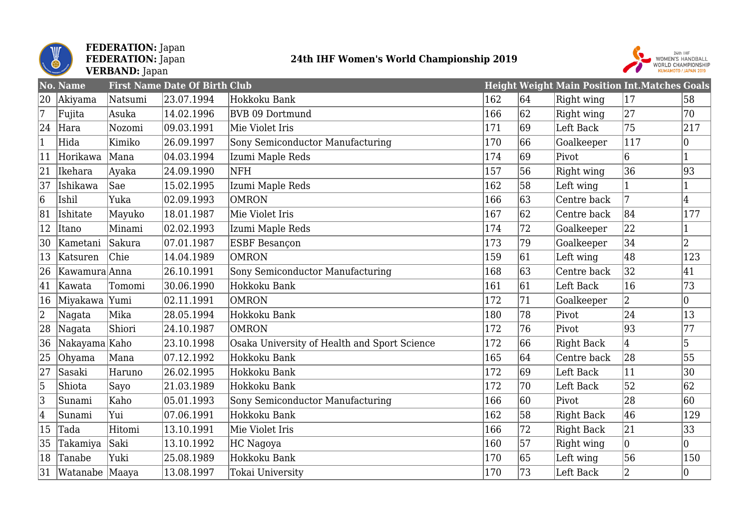**FEDERATION:** Japan
**FEDERATION:** Japan
**VERBAND:** Japan

# 24th IHF Women's World Championship 2019

| No. | Name | First Name | Date Of Birth | Club | Height | Weight | Main Position | Int.Matches | Goals |
|---|---|---|---|---|---|---|---|---|---|
| 20 | Akiyama | Natsumi | 23.07.1994 | Hokkoku Bank | 162 | 64 | Right wing | 17 | 58 |
| 7 | Fujita | Asuka | 14.02.1996 | BVB 09 Dortmund | 166 | 62 | Right wing | 27 | 70 |
| 24 | Hara | Nozomi | 09.03.1991 | Mie Violet Iris | 171 | 69 | Left Back | 75 | 217 |
| 1 | Hida | Kimiko | 26.09.1997 | Sony Semiconductor Manufacturing | 170 | 66 | Goalkeeper | 117 | 0 |
| 11 | Horikawa | Mana | 04.03.1994 | Izumi Maple Reds | 174 | 69 | Pivot | 6 | 1 |
| 21 | Ikehara | Ayaka | 24.09.1990 | NFH | 157 | 56 | Right wing | 36 | 93 |
| 37 | Ishikawa | Sae | 15.02.1995 | Izumi Maple Reds | 162 | 58 | Left wing | 1 | 1 |
| 6 | Ishil | Yuka | 02.09.1993 | OMRON | 166 | 63 | Centre back | 7 | 4 |
| 81 | Ishitate | Mayuko | 18.01.1987 | Mie Violet Iris | 167 | 62 | Centre back | 84 | 177 |
| 12 | Itano | Minami | 02.02.1993 | Izumi Maple Reds | 174 | 72 | Goalkeeper | 22 | 1 |
| 30 | Kametani | Sakura | 07.01.1987 | ESBF Besançon | 173 | 79 | Goalkeeper | 34 | 2 |
| 13 | Katsuren | Chie | 14.04.1989 | OMRON | 159 | 61 | Left wing | 48 | 123 |
| 26 | Kawamura | Anna | 26.10.1991 | Sony Semiconductor Manufacturing | 168 | 63 | Centre back | 32 | 41 |
| 41 | Kawata | Tomomi | 30.06.1990 | Hokkoku Bank | 161 | 61 | Left Back | 16 | 73 |
| 16 | Miyakawa | Yumi | 02.11.1991 | OMRON | 172 | 71 | Goalkeeper | 2 | 0 |
| 2 | Nagata | Mika | 28.05.1994 | Hokkoku Bank | 180 | 78 | Pivot | 24 | 13 |
| 28 | Nagata | Shiori | 24.10.1987 | OMRON | 172 | 76 | Pivot | 93 | 77 |
| 36 | Nakayama | Kaho | 23.10.1998 | Osaka University of Health and Sport Science | 172 | 66 | Right Back | 4 | 5 |
| 25 | Ohyama | Mana | 07.12.1992 | Hokkoku Bank | 165 | 64 | Centre back | 28 | 55 |
| 27 | Sasaki | Haruno | 26.02.1995 | Hokkoku Bank | 172 | 69 | Left Back | 11 | 30 |
| 5 | Shiota | Sayo | 21.03.1989 | Hokkoku Bank | 172 | 70 | Left Back | 52 | 62 |
| 3 | Sunami | Kaho | 05.01.1993 | Sony Semiconductor Manufacturing | 166 | 60 | Pivot | 28 | 60 |
| 4 | Sunami | Yui | 07.06.1991 | Hokkoku Bank | 162 | 58 | Right Back | 46 | 129 |
| 15 | Tada | Hitomi | 13.10.1991 | Mie Violet Iris | 166 | 72 | Right Back | 21 | 33 |
| 35 | Takamiya | Saki | 13.10.1992 | HC Nagoya | 160 | 57 | Right wing | 0 | 0 |
| 18 | Tanabe | Yuki | 25.08.1989 | Hokkoku Bank | 170 | 65 | Left wing | 56 | 150 |
| 31 | Watanabe | Maaya | 13.08.1997 | Tokai University | 170 | 73 | Left Back | 2 | 0 |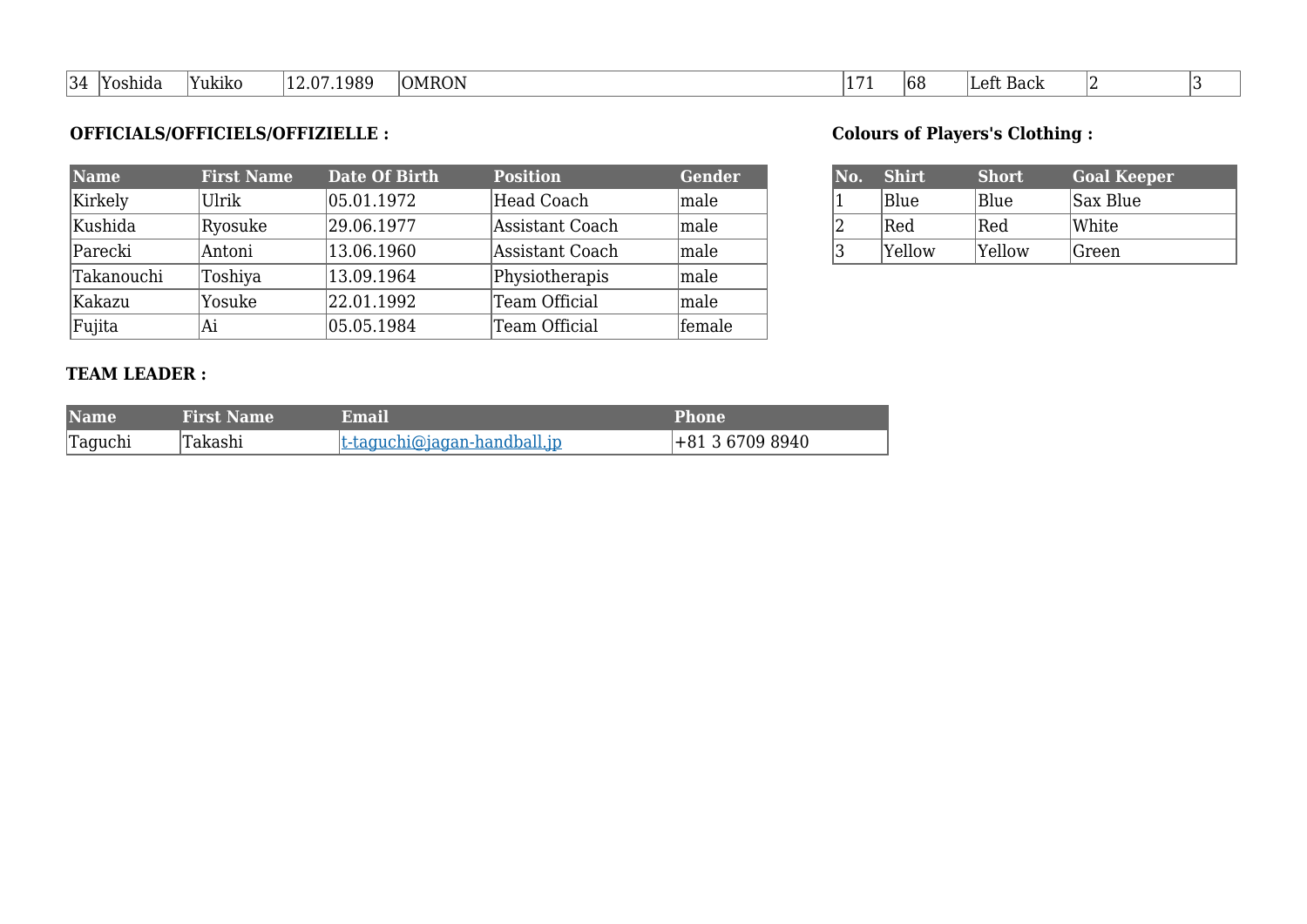| | | | | | | | | | |
|---|---|---|---|---|---|---|---|---|---|
| 34 | Yoshida | Yukiko | 12.07.1989 | OMRON | 171 | 68 | Left Back | 2 | 3 |

**OFFICIALS/OFFICIELS/OFFIZIELLE :**

| Name | First Name | Date Of Birth | Position | Gender |
|---|---|---|---|---|
| Kirkely | Ulrik | 05.01.1972 | Head Coach | male |
| Kushida | Ryosuke | 29.06.1977 | Assistant Coach | male |
| Parecki | Antoni | 13.06.1960 | Assistant Coach | male |
| Takanouchi | Toshiya | 13.09.1964 | Physiotherapis | male |
| Kakazu | Yosuke | 22.01.1992 | Team Official | male |
| Fujita | Ai | 05.05.1984 | Team Official | female |

**Colours of Players's Clothing :**

| No. | Shirt | Short | Goal Keeper |
|---|---|---|---|
| 1 | Blue | Blue | Sax Blue |
| 2 | Red | Red | White |
| 3 | Yellow | Yellow | Green |

**TEAM LEADER :**

| Name | First Name | Email | Phone |
|---|---|---|---|
| Taguchi | Takashi | t-taguchi@jagan-handball.jp | +81 3 6709 8940 |